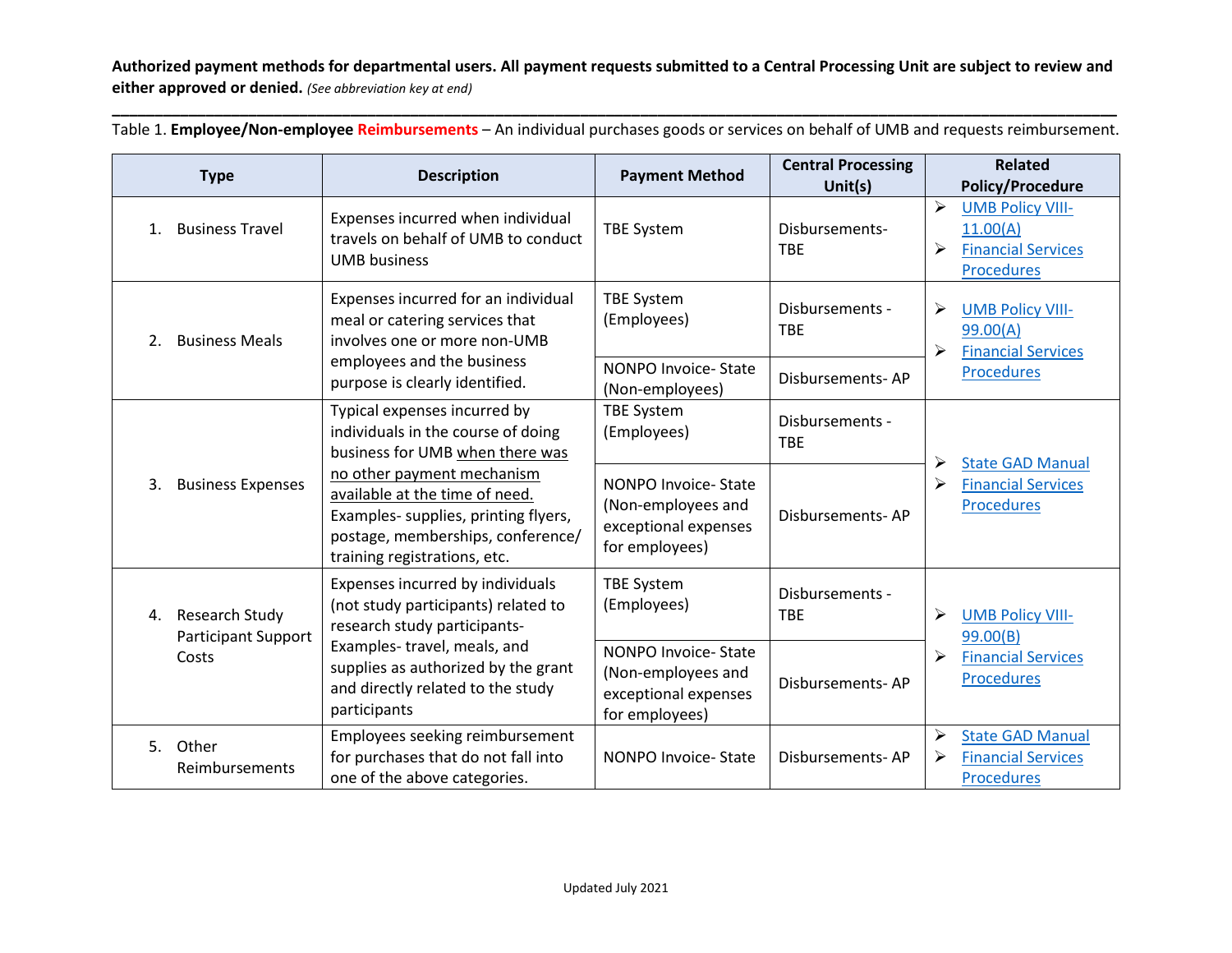**Authorized payment methods for departmental users. All payment requests submitted to a Central Processing Unit are subject to review and either approved or denied.** *(See abbreviation key at end)*

---

Table 1. **Employee/Non-employee Reimbursements** – An individual purchases goods or services on behalf of UMB and requests reimbursement.

| Type | Description | Payment Method | Central Processing Unit(s) | Related Policy/Procedure |
|---|---|---|---|---|
| 1. Business Travel | Expenses incurred when individual travels on behalf of UMB to conduct UMB business | TBE System | Disbursements- TBE | ➢ UMB Policy VIII-11.00(A) ➢ Financial Services Procedures |
| 2. Business Meals | Expenses incurred for an individual meal or catering services that involves one or more non-UMB employees and the business purpose is clearly identified. | TBE System (Employees) | Disbursements - TBE | ➢ UMB Policy VIII-99.00(A) ➢ Financial Services Procedures |
| | | NONPO Invoice- State (Non-employees) | Disbursements- AP | |
| 3. Business Expenses | Typical expenses incurred by individuals in the course of doing business for UMB when there was no other payment mechanism available at the time of need. Examples- supplies, printing flyers, postage, memberships, conference/ training registrations, etc. | TBE System (Employees) | Disbursements - TBE | ➢ State GAD Manual ➢ Financial Services Procedures |
| | | NONPO Invoice- State (Non-employees and exceptional expenses for employees) | Disbursements- AP | |
| 4. Research Study Participant Support Costs | Expenses incurred by individuals (not study participants) related to research study participants- Examples- travel, meals, and supplies as authorized by the grant and directly related to the study participants | TBE System (Employees) | Disbursements - TBE | ➢ UMB Policy VIII-99.00(B) ➢ Financial Services Procedures |
| | | NONPO Invoice- State (Non-employees and exceptional expenses for employees) | Disbursements- AP | |
| 5. Other Reimbursements | Employees seeking reimbursement for purchases that do not fall into one of the above categories. | NONPO Invoice- State | Disbursements- AP | ➢ State GAD Manual ➢ Financial Services Procedures |

Updated July 2021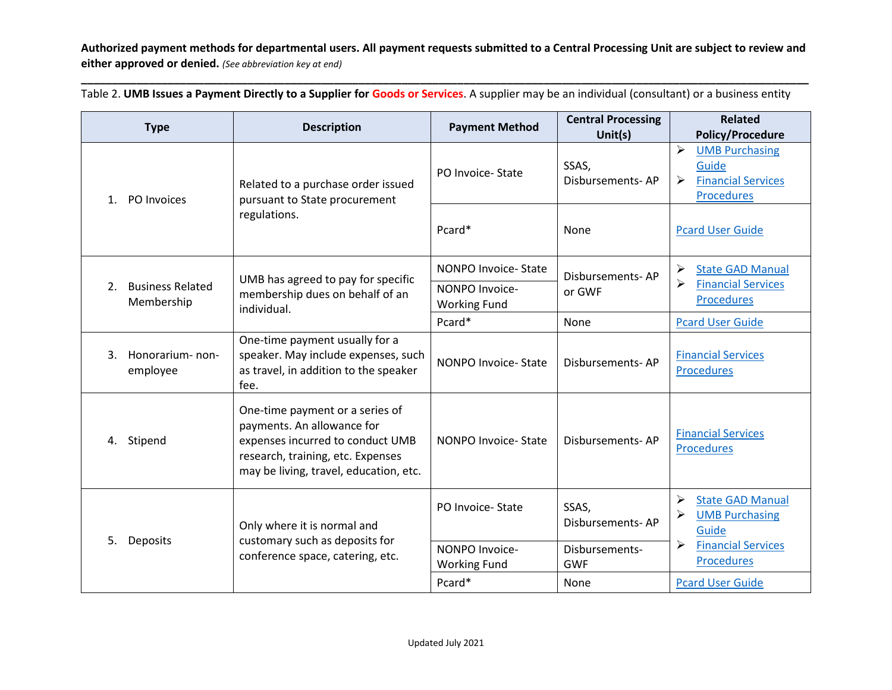**Authorized payment methods for departmental users. All payment requests submitted to a Central Processing Unit are subject to review and either approved or denied.** *(See abbreviation key at end)*

Table 2. **UMB Issues a Payment Directly to a Supplier for Goods or Services**. A supplier may be an individual (consultant) or a business entity

| Type | Description | Payment Method | Central Processing Unit(s) | Related Policy/Procedure |
|---|---|---|---|---|
| 1. PO Invoices | Related to a purchase order issued pursuant to State procurement regulations. | PO Invoice- State | SSAS, Disbursements- AP | ➢ UMB Purchasing Guide<br>➢ Financial Services Procedures |
| | | Pcard* | None | Pcard User Guide |
| 2. Business Related Membership | UMB has agreed to pay for specific membership dues on behalf of an individual. | NONPO Invoice- State<br>NONPO Invoice- Working Fund | Disbursements- AP or GWF | ➢ State GAD Manual<br>➢ Financial Services Procedures |
| | | Pcard* | None | Pcard User Guide |
| 3. Honorarium- non-employee | One-time payment usually for a speaker. May include expenses, such as travel, in addition to the speaker fee. | NONPO Invoice- State | Disbursements- AP | Financial Services Procedures |
| 4. Stipend | One-time payment or a series of payments. An allowance for expenses incurred to conduct UMB research, training, etc. Expenses may be living, travel, education, etc. | NONPO Invoice- State | Disbursements- AP | Financial Services Procedures |
| 5. Deposits | Only where it is normal and customary such as deposits for conference space, catering, etc. | PO Invoice- State | SSAS, Disbursements- AP | ➢ State GAD Manual<br>➢ UMB Purchasing Guide<br>➢ Financial Services Procedures |
| | | NONPO Invoice- Working Fund | Disbursements- GWF | |
| | | Pcard* | None | Pcard User Guide |

Updated July 2021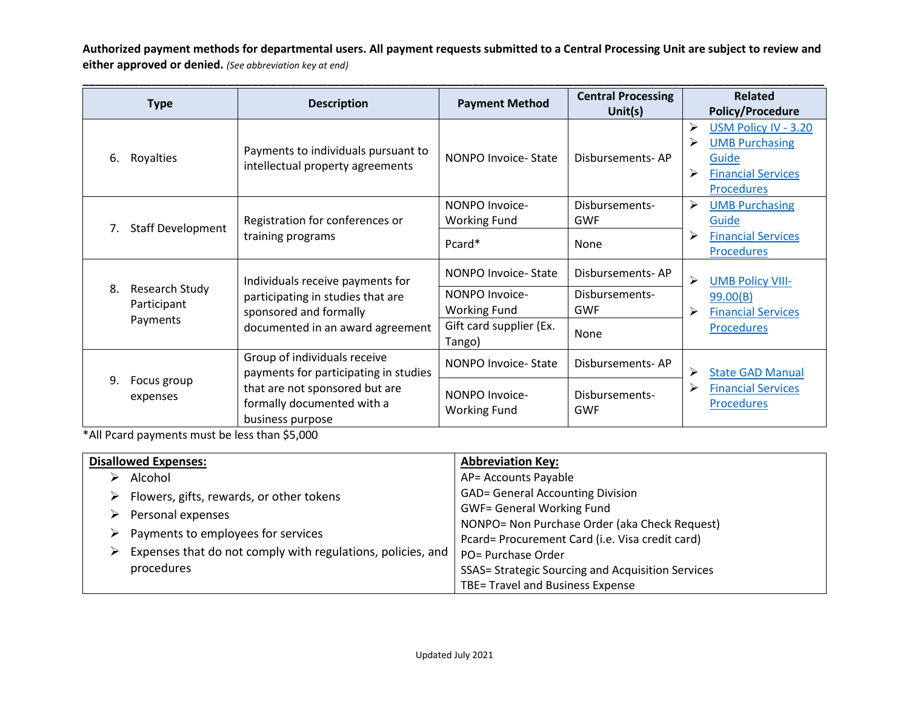**Authorized payment methods for departmental users. All payment requests submitted to a Central Processing Unit are subject to review and either approved or denied.** *(See abbreviation key at end)*

| Type | Description | Payment Method | Central Processing Unit(s) | Related Policy/Procedure |
|---|---|---|---|---|
| 6. Royalties | Payments to individuals pursuant to intellectual property agreements | NONPO Invoice- State | Disbursements- AP | ➢ USM Policy IV - 3.20<br>➢ UMB Purchasing Guide<br>➢ Financial Services Procedures |
| 7. Staff Development | Registration for conferences or training programs | NONPO Invoice- Working Fund | Disbursements- GWF | ➢ UMB Purchasing Guide<br>➢ Financial Services Procedures |
| | | Pcard* | None | |
| 8. Research Study Participant Payments | Individuals receive payments for participating in studies that are sponsored and formally documented in an award agreement | NONPO Invoice- State | Disbursements- AP | ➢ UMB Policy VIII-99.00(B)<br>➢ Financial Services Procedures |
| | | NONPO Invoice- Working Fund | Disbursements- GWF | |
| | | Gift card supplier (Ex. Tango) | None | |
| 9. Focus group expenses | Group of individuals receive payments for participating in studies that are not sponsored but are formally documented with a business purpose | NONPO Invoice- State | Disbursements- AP | ➢ State GAD Manual<br>➢ Financial Services Procedures |
| | | NONPO Invoice- Working Fund | Disbursements- GWF | |

*All Pcard payments must be less than $5,000

**Disallowed Expenses:**

- Alcohol
- Flowers, gifts, rewards, or other tokens
- Personal expenses
- Payments to employees for services
- Expenses that do not comply with regulations, policies, and procedures

**Abbreviation Key:**

AP= Accounts Payable
GAD= General Accounting Division
GWF= General Working Fund
NONPO= Non Purchase Order (aka Check Request)
Pcard= Procurement Card (i.e. Visa credit card)
PO= Purchase Order
SSAS= Strategic Sourcing and Acquisition Services
TBE= Travel and Business Expense

Updated July 2021